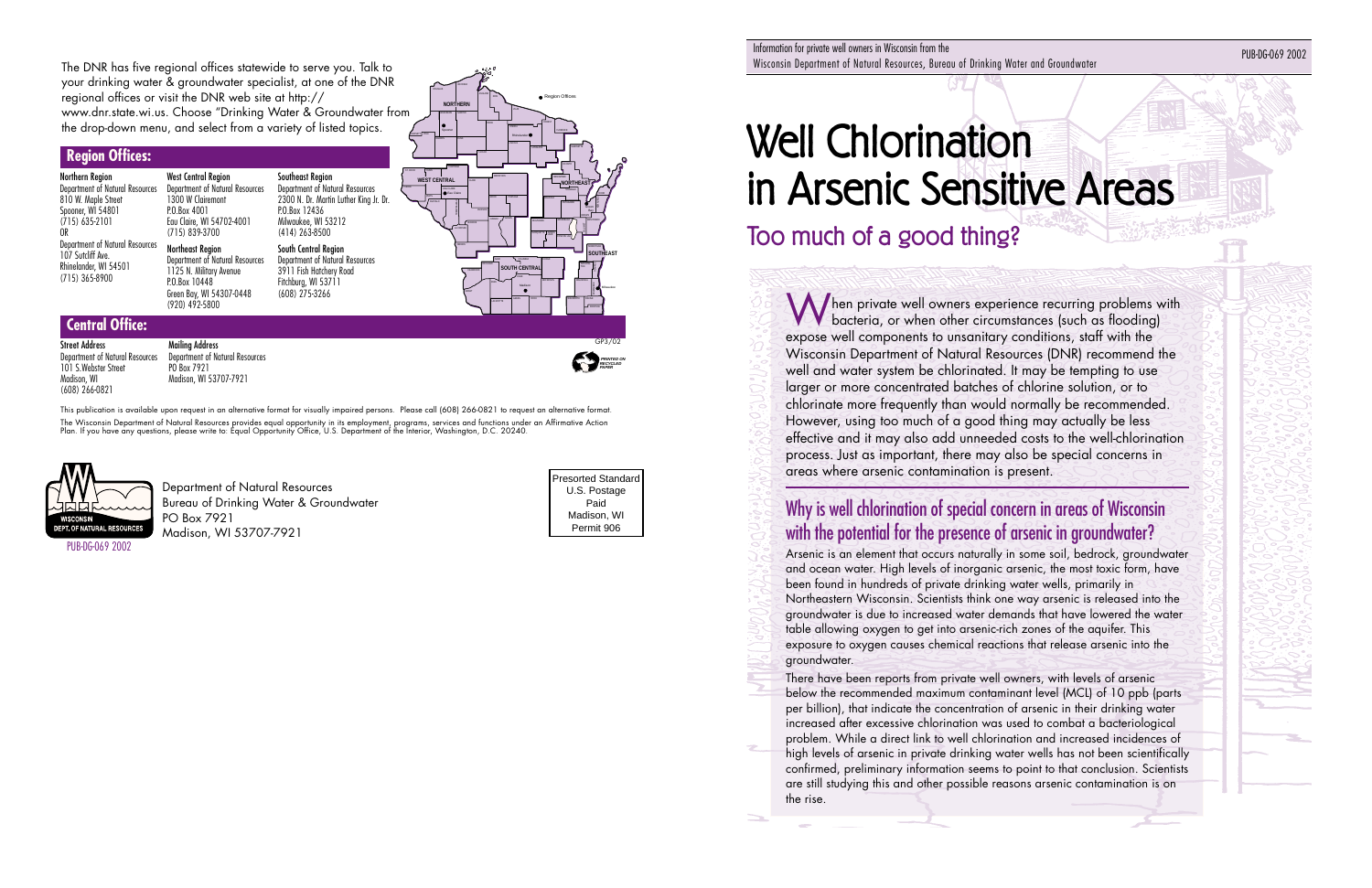The DNR has five regional offices statewide to serve you. Talk to your drinking water & groundwater specialist, at one of the DNR regional offices or visit the DNR web site at http://www.dnr.state.wi.us. Choose "Drinking Water & Groundwater from the drop-down menu, and select from a variety of listed topics.

## Region Offices:

**Northern Region**
Department of Natural Resources
810 W. Maple Street
Spooner, WI 54801
(715) 635-2101
OR
Department of Natural Resources
107 Sutcliff Ave.
Rhinelander, WI 54501
(715) 365-8900

**West Central Region**
Department of Natural Resources
1300 W Clairemont
P.O.Box 4001
Eau Claire, WI 54702-4001
(715) 839-3700

**Northeast Region**
Department of Natural Resources
1125 N. Military Avenue
P.O.Box 10448
Green Bay, WI 54307-0448
(920) 492-5800

**Southeast Region**
Department of Natural Resources
2300 N. Dr. Martin Luther King Jr. Dr.
P.O.Box 12436
Milwaukee, WI 53212
(414) 263-8500

**South Central Region**
Department of Natural Resources
3911 Fish Hatchery Road
Fitchburg, WI 53711
(608) 275-3266

## Central Office:

**Street Address**
Department of Natural Resources
101 S.Webster Street
Madison, WI
(608) 266-0821

**Mailing Address**
Department of Natural Resources
PO Box 7921
Madison, WI 53707-7921

This publication is available upon request in an alternative format for visually impaired persons. Please call (608) 266-0821 to request an alternative format.

The Wisconsin Department of Natural Resources provides equal opportunity in its employment, programs, services and functions under an Affirmative Action Plan. If you have any questions, please write to: Equal Opportunity Office, U.S. Department of the Interior, Washington, D.C. 20240.

Department of Natural Resources
Bureau of Drinking Water & Groundwater
PO Box 7921
Madison, WI 53707-7921

PUB-DG-069 2002

Presorted Standard
U.S. Postage
Paid
Madison, WI
Permit 906

Information for private well owners in Wisconsin from the Wisconsin Department of Natural Resources, Bureau of Drinking Water and Groundwater

PUB-DG-069 2002

# Well Chlorination in Arsenic Sensitive Areas

## Too much of a good thing?

When private well owners experience recurring problems with bacteria, or when other circumstances (such as flooding) expose well components to unsanitary conditions, staff with the Wisconsin Department of Natural Resources (DNR) recommend the well and water system be chlorinated. It may be tempting to use larger or more concentrated batches of chlorine solution, or to chlorinate more frequently than would normally be recommended. However, using too much of a good thing may actually be less effective and it may also add unneeded costs to the well-chlorination process. Just as important, there may also be special concerns in areas where arsenic contamination is present.

## Why is well chlorination of special concern in areas of Wisconsin with the potential for the presence of arsenic in groundwater?

Arsenic is an element that occurs naturally in some soil, bedrock, groundwater and ocean water. High levels of inorganic arsenic, the most toxic form, have been found in hundreds of private drinking water wells, primarily in Northeastern Wisconsin. Scientists think one way arsenic is released into the groundwater is due to increased water demands that have lowered the water table allowing oxygen to get into arsenic-rich zones of the aquifer. This exposure to oxygen causes chemical reactions that release arsenic into the groundwater.

There have been reports from private well owners, with levels of arsenic below the recommended maximum contaminant level (MCL) of 10 ppb (parts per billion), that indicate the concentration of arsenic in their drinking water increased after excessive chlorination was used to combat a bacteriological problem. While a direct link to well chlorination and increased incidences of high levels of arsenic in private drinking water wells has not been scientifically confirmed, preliminary information seems to point to that conclusion. Scientists are still studying this and other possible reasons arsenic contamination is on the rise.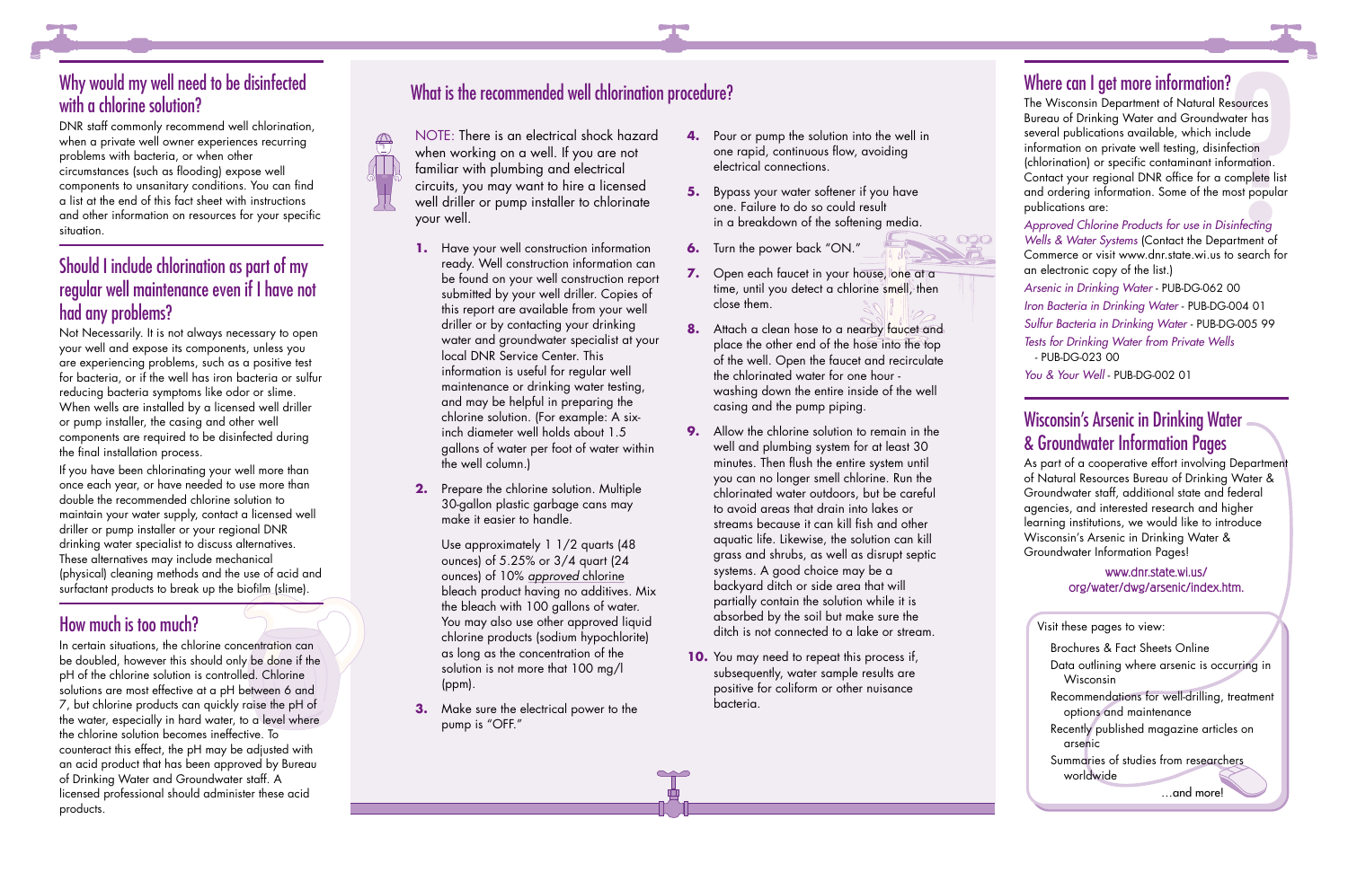## Why would my well need to be disinfected with a chlorine solution?

DNR staff commonly recommend well chlorination, when a private well owner experiences recurring problems with bacteria, or when other circumstances (such as flooding) expose well components to unsanitary conditions. You can find a list at the end of this fact sheet with instructions and other information on resources for your specific situation.

## Should I include chlorination as part of my regular well maintenance even if I have not had any problems?

Not Necessarily. It is not always necessary to open your well and expose its components, unless you are experiencing problems, such as a positive test for bacteria, or if the well has iron bacteria or sulfur reducing bacteria symptoms like odor or slime. When wells are installed by a licensed well driller or pump installer, the casing and other well components are required to be disinfected during the final installation process.

If you have been chlorinating your well more than once each year, or have needed to use more than double the recommended chlorine solution to maintain your water supply, contact a licensed well driller or pump installer or your regional DNR drinking water specialist to discuss alternatives. These alternatives may include mechanical (physical) cleaning methods and the use of acid and surfactant products to break up the biofilm (slime).

## How much is too much?

In certain situations, the chlorine concentration can be doubled, however this should only be done if the pH of the chlorine solution is controlled. Chlorine solutions are most effective at a pH between 6 and 7, but chlorine products can quickly raise the pH of the water, especially in hard water, to a level where the chlorine solution becomes ineffective. To counteract this effect, the pH may be adjusted with an acid product that has been approved by Bureau of Drinking Water and Groundwater staff. A licensed professional should administer these acid products.

## What is the recommended well chlorination procedure?

NOTE: There is an electrical shock hazard when working on a well. If you are not familiar with plumbing and electrical circuits, you may want to hire a licensed well driller or pump installer to chlorinate your well.

1. Have your well construction information ready. Well construction information can be found on your well construction report submitted by your well driller. Copies of this report are available from your well driller or by contacting your drinking water and groundwater specialist at your local DNR Service Center. This information is useful for regular well maintenance or drinking water testing, and may be helpful in preparing the chlorine solution. (For example: A six-inch diameter well holds about 1.5 gallons of water per foot of water within the well column.)
2. Prepare the chlorine solution. Multiple 30-gallon plastic garbage cans may make it easier to handle.

   Use approximately 1 1/2 quarts (48 ounces) of 5.25% or 3/4 quart (24 ounces) of 10% *approved* chlorine bleach product having no additives. Mix the bleach with 100 gallons of water. You may also use other approved liquid chlorine products (sodium hypochlorite) as long as the concentration of the solution is not more that 100 mg/l (ppm).
3. Make sure the electrical power to the pump is "OFF."
4. Pour or pump the solution into the well in one rapid, continuous flow, avoiding electrical connections.
5. Bypass your water softener if you have one. Failure to do so could result in a breakdown of the softening media.
6. Turn the power back "ON."
7. Open each faucet in your house, one at a time, until you detect a chlorine smell, then close them.
8. Attach a clean hose to a nearby faucet and place the other end of the hose into the top of the well. Open the faucet and recirculate the chlorinated water for one hour - washing down the entire inside of the well casing and the pump piping.
9. Allow the chlorine solution to remain in the well and plumbing system for at least 30 minutes. Then flush the entire system until you can no longer smell chlorine. Run the chlorinated water outdoors, but be careful to avoid areas that drain into lakes or streams because it can kill fish and other aquatic life. Likewise, the solution can kill grass and shrubs, as well as disrupt septic systems. A good choice may be a backyard ditch or side area that will partially contain the solution while it is absorbed by the soil but make sure the ditch is not connected to a lake or stream.
10. You may need to repeat this process if, subsequently, water sample results are positive for coliform or other nuisance bacteria.

## Where can I get more information?

The Wisconsin Department of Natural Resources Bureau of Drinking Water and Groundwater has several publications available, which include information on private well testing, disinfection (chlorination) or specific contaminant information. Contact your regional DNR office for a complete list and ordering information. Some of the most popular publications are:

*Approved Chlorine Products for use in Disinfecting Wells & Water Systems* (Contact the Department of Commerce or visit www.dnr.state.wi.us to search for an electronic copy of the list.)

*Arsenic in Drinking Water* - PUB-DG-062 00

*Iron Bacteria in Drinking Water* - PUB-DG-004 01

*Sulfur Bacteria in Drinking Water* - PUB-DG-005 99

*Tests for Drinking Water from Private Wells* - PUB-DG-023 00

*You & Your Well* - PUB-DG-002 01

## Wisconsin's Arsenic in Drinking Water & Groundwater Information Pages

As part of a cooperative effort involving Department of Natural Resources Bureau of Drinking Water & Groundwater staff, additional state and federal agencies, and interested research and higher learning institutions, we would like to introduce Wisconsin's Arsenic in Drinking Water & Groundwater Information Pages!

www.dnr.state.wi.us/org/water/dwg/arsenic/index.htm.

Visit these pages to view:

- Brochures & Fact Sheets Online
- Data outlining where arsenic is occurring in Wisconsin
- Recommendations for well-drilling, treatment options and maintenance
- Recently published magazine articles on arsenic
- Summaries of studies from researchers worldwide

…and more!